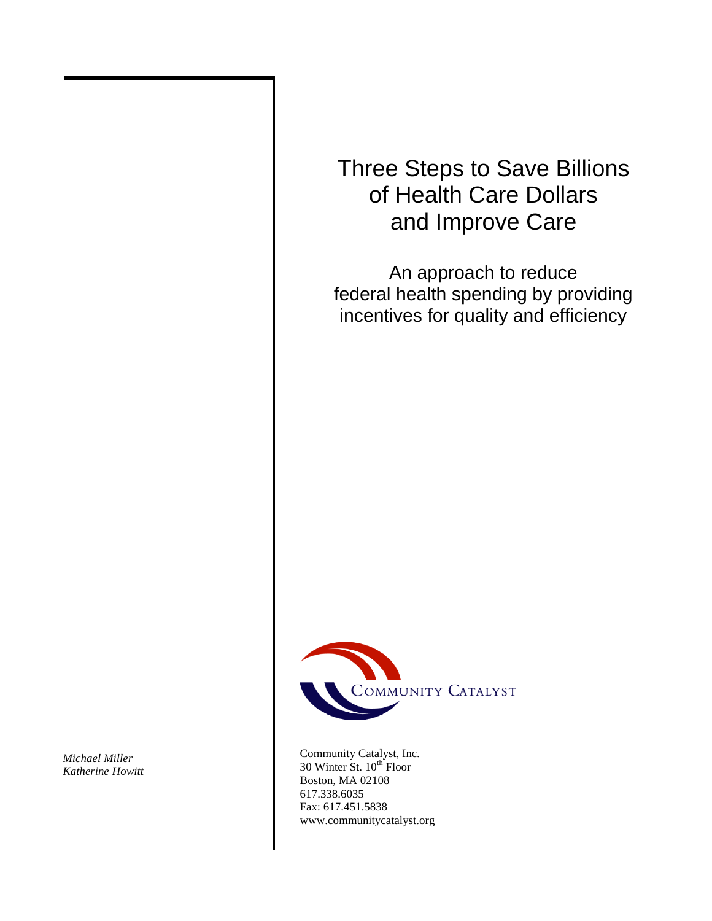# Three Steps to Save Billions of Health Care Dollars and Improve Care

## An approach to reduce federal health spending by providing incentives for quality and efficiency

COMMUNITY CATALYST

Community Catalyst, Inc.
30 Winter St. 10th Floor
Boston, MA 02108
617.338.6035
Fax: 617.451.5838
www.communitycatalyst.org

*Michael Miller*
*Katherine Howitt*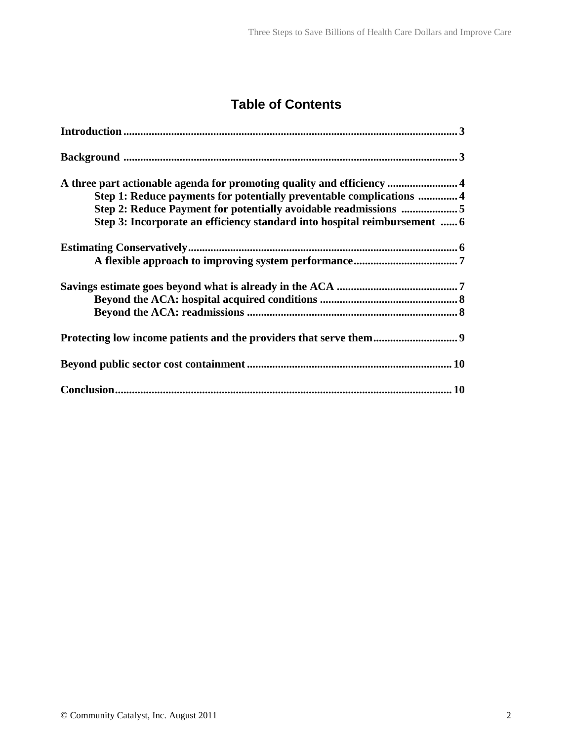## Table of Contents

**Introduction** .......... 3

**Background** .......... 3

**A three part actionable agenda for promoting quality and efficiency** .......... 4

- **Step 1: Reduce payments for potentially preventable complications** .......... 4
- **Step 2: Reduce Payment for potentially avoidable readmissions** .......... 5
- **Step 3: Incorporate an efficiency standard into hospital reimbursement** .......... 6

**Estimating Conservatively** .......... 6

- **A flexible approach to improving system performance** .......... 7

**Savings estimate goes beyond what is already in the ACA** .......... 7

- **Beyond the ACA: hospital acquired conditions** .......... 8
- **Beyond the ACA: readmissions** .......... 8

**Protecting low income patients and the providers that serve them** .......... 9

**Beyond public sector cost containment** .......... 10

**Conclusion** .......... 10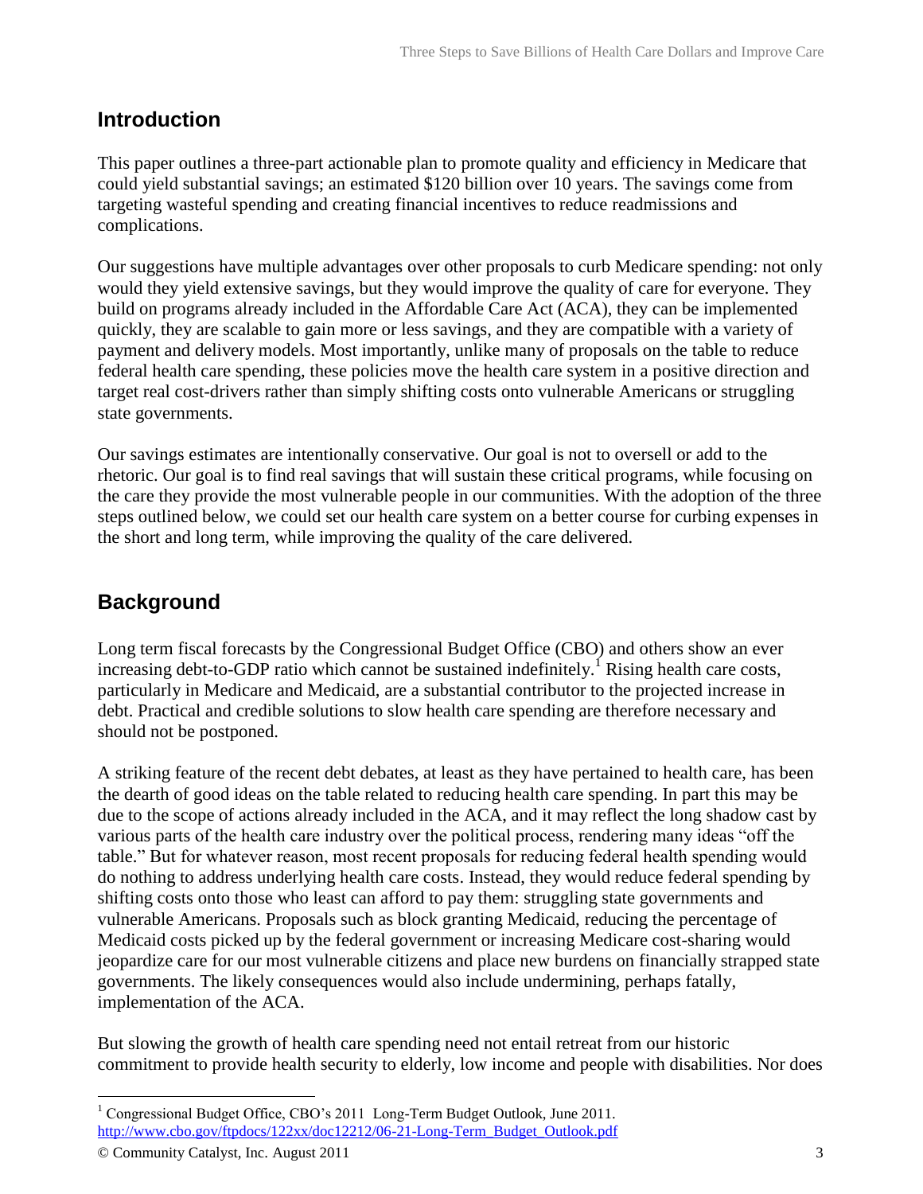## Introduction

This paper outlines a three-part actionable plan to promote quality and efficiency in Medicare that could yield substantial savings; an estimated $120 billion over 10 years. The savings come from targeting wasteful spending and creating financial incentives to reduce readmissions and complications.

Our suggestions have multiple advantages over other proposals to curb Medicare spending: not only would they yield extensive savings, but they would improve the quality of care for everyone. They build on programs already included in the Affordable Care Act (ACA), they can be implemented quickly, they are scalable to gain more or less savings, and they are compatible with a variety of payment and delivery models. Most importantly, unlike many of proposals on the table to reduce federal health care spending, these policies move the health care system in a positive direction and target real cost-drivers rather than simply shifting costs onto vulnerable Americans or struggling state governments.

Our savings estimates are intentionally conservative. Our goal is not to oversell or add to the rhetoric. Our goal is to find real savings that will sustain these critical programs, while focusing on the care they provide the most vulnerable people in our communities. With the adoption of the three steps outlined below, we could set our health care system on a better course for curbing expenses in the short and long term, while improving the quality of the care delivered.

## Background

Long term fiscal forecasts by the Congressional Budget Office (CBO) and others show an ever increasing debt-to-GDP ratio which cannot be sustained indefinitely.[1] Rising health care costs, particularly in Medicare and Medicaid, are a substantial contributor to the projected increase in debt. Practical and credible solutions to slow health care spending are therefore necessary and should not be postponed.

A striking feature of the recent debt debates, at least as they have pertained to health care, has been the dearth of good ideas on the table related to reducing health care spending. In part this may be due to the scope of actions already included in the ACA, and it may reflect the long shadow cast by various parts of the health care industry over the political process, rendering many ideas "off the table." But for whatever reason, most recent proposals for reducing federal health spending would do nothing to address underlying health care costs. Instead, they would reduce federal spending by shifting costs onto those who least can afford to pay them: struggling state governments and vulnerable Americans. Proposals such as block granting Medicaid, reducing the percentage of Medicaid costs picked up by the federal government or increasing Medicare cost-sharing would jeopardize care for our most vulnerable citizens and place new burdens on financially strapped state governments. The likely consequences would also include undermining, perhaps fatally, implementation of the ACA.

But slowing the growth of health care spending need not entail retreat from our historic commitment to provide health security to elderly, low income and people with disabilities. Nor does

---

[1] Congressional Budget Office, CBO's 2011 Long-Term Budget Outlook, June 2011. http://www.cbo.gov/ftpdocs/122xx/doc12212/06-21-Long-Term_Budget_Outlook.pdf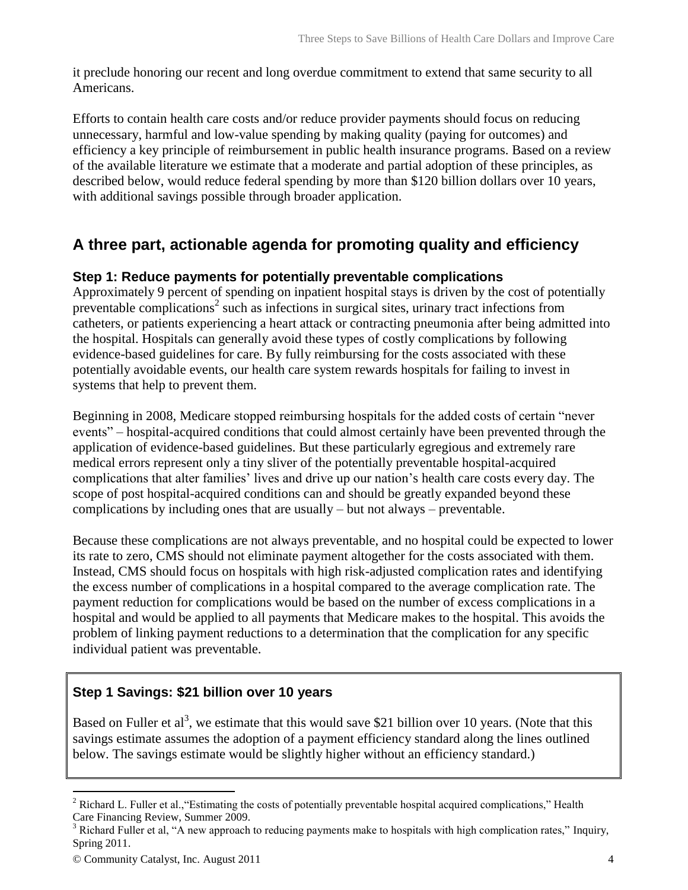it preclude honoring our recent and long overdue commitment to extend that same security to all Americans.

Efforts to contain health care costs and/or reduce provider payments should focus on reducing unnecessary, harmful and low-value spending by making quality (paying for outcomes) and efficiency a key principle of reimbursement in public health insurance programs. Based on a review of the available literature we estimate that a moderate and partial adoption of these principles, as described below, would reduce federal spending by more than $120 billion dollars over 10 years, with additional savings possible through broader application.

## A three part, actionable agenda for promoting quality and efficiency

### Step 1: Reduce payments for potentially preventable complications

Approximately 9 percent of spending on inpatient hospital stays is driven by the cost of potentially preventable complications[2] such as infections in surgical sites, urinary tract infections from catheters, or patients experiencing a heart attack or contracting pneumonia after being admitted into the hospital. Hospitals can generally avoid these types of costly complications by following evidence-based guidelines for care. By fully reimbursing for the costs associated with these potentially avoidable events, our health care system rewards hospitals for failing to invest in systems that help to prevent them.

Beginning in 2008, Medicare stopped reimbursing hospitals for the added costs of certain "never events" – hospital-acquired conditions that could almost certainly have been prevented through the application of evidence-based guidelines. But these particularly egregious and extremely rare medical errors represent only a tiny sliver of the potentially preventable hospital-acquired complications that alter families' lives and drive up our nation's health care costs every day. The scope of post hospital-acquired conditions can and should be greatly expanded beyond these complications by including ones that are usually – but not always – preventable.

Because these complications are not always preventable, and no hospital could be expected to lower its rate to zero, CMS should not eliminate payment altogether for the costs associated with them. Instead, CMS should focus on hospitals with high risk-adjusted complication rates and identifying the excess number of complications in a hospital compared to the average complication rate. The payment reduction for complications would be based on the number of excess complications in a hospital and would be applied to all payments that Medicare makes to the hospital. This avoids the problem of linking payment reductions to a determination that the complication for any specific individual patient was preventable.

**Step 1 Savings: $21 billion over 10 years**

Based on Fuller et al[3], we estimate that this would save $21 billion over 10 years. (Note that this savings estimate assumes the adoption of a payment efficiency standard along the lines outlined below. The savings estimate would be slightly higher without an efficiency standard.)

---

[2] Richard L. Fuller et al.,"Estimating the costs of potentially preventable hospital acquired complications," Health Care Financing Review, Summer 2009.

[3] Richard Fuller et al, "A new approach to reducing payments make to hospitals with high complication rates," Inquiry, Spring 2011.

© Community Catalyst, Inc. August 2011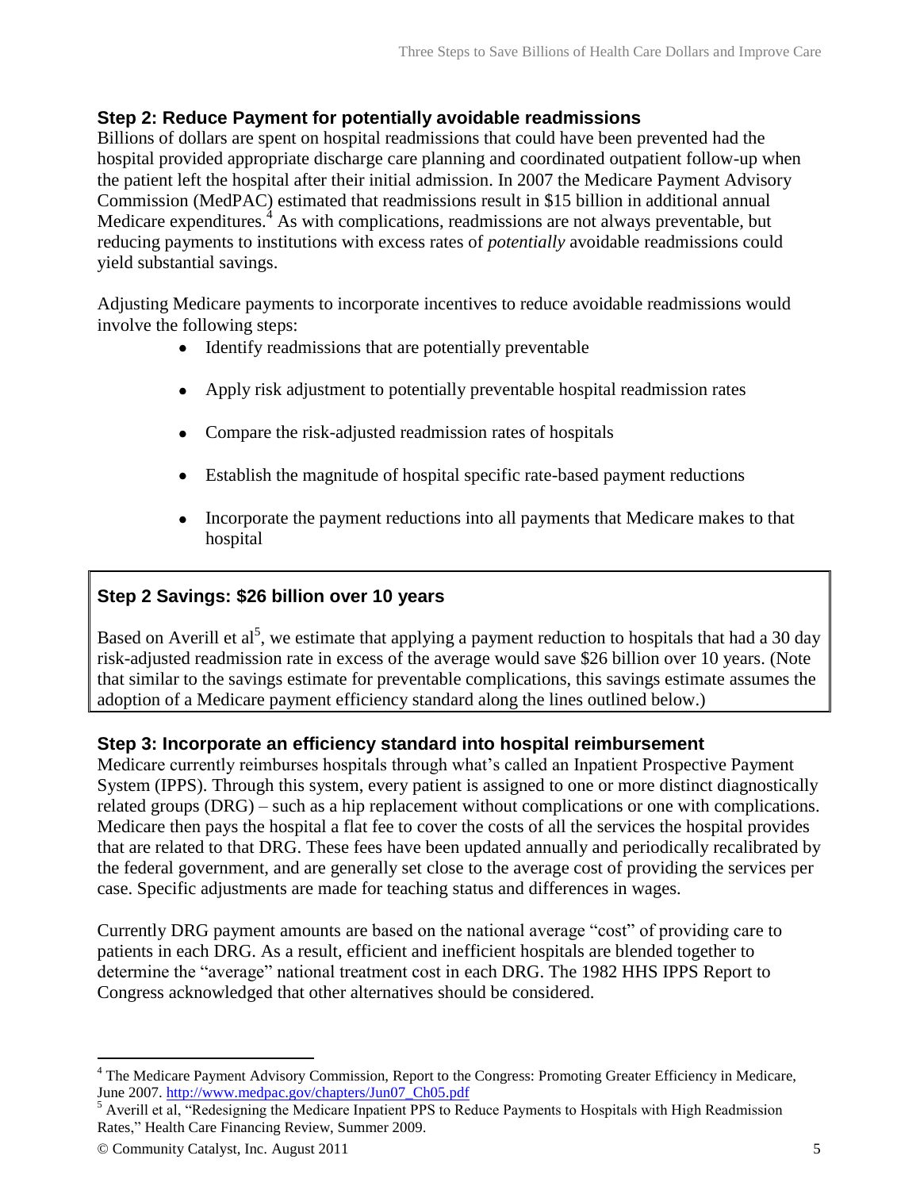### Step 2: Reduce Payment for potentially avoidable readmissions

Billions of dollars are spent on hospital readmissions that could have been prevented had the hospital provided appropriate discharge care planning and coordinated outpatient follow-up when the patient left the hospital after their initial admission. In 2007 the Medicare Payment Advisory Commission (MedPAC) estimated that readmissions result in $15 billion in additional annual Medicare expenditures.[4] As with complications, readmissions are not always preventable, but reducing payments to institutions with excess rates of *potentially* avoidable readmissions could yield substantial savings.

Adjusting Medicare payments to incorporate incentives to reduce avoidable readmissions would involve the following steps:

- Identify readmissions that are potentially preventable
- Apply risk adjustment to potentially preventable hospital readmission rates
- Compare the risk-adjusted readmission rates of hospitals
- Establish the magnitude of hospital specific rate-based payment reductions
- Incorporate the payment reductions into all payments that Medicare makes to that hospital

### Step 2 Savings: $26 billion over 10 years

Based on Averill et al[5], we estimate that applying a payment reduction to hospitals that had a 30 day risk-adjusted readmission rate in excess of the average would save $26 billion over 10 years. (Note that similar to the savings estimate for preventable complications, this savings estimate assumes the adoption of a Medicare payment efficiency standard along the lines outlined below.)

### Step 3: Incorporate an efficiency standard into hospital reimbursement

Medicare currently reimburses hospitals through what's called an Inpatient Prospective Payment System (IPPS). Through this system, every patient is assigned to one or more distinct diagnostically related groups (DRG) – such as a hip replacement without complications or one with complications. Medicare then pays the hospital a flat fee to cover the costs of all the services the hospital provides that are related to that DRG. These fees have been updated annually and periodically recalibrated by the federal government, and are generally set close to the average cost of providing the services per case. Specific adjustments are made for teaching status and differences in wages.

Currently DRG payment amounts are based on the national average "cost" of providing care to patients in each DRG. As a result, efficient and inefficient hospitals are blended together to determine the "average" national treatment cost in each DRG. The 1982 HHS IPPS Report to Congress acknowledged that other alternatives should be considered.

---

[4] The Medicare Payment Advisory Commission, Report to the Congress: Promoting Greater Efficiency in Medicare, June 2007. http://www.medpac.gov/chapters/Jun07_Ch05.pdf

[5] Averill et al, "Redesigning the Medicare Inpatient PPS to Reduce Payments to Hospitals with High Readmission Rates," Health Care Financing Review, Summer 2009.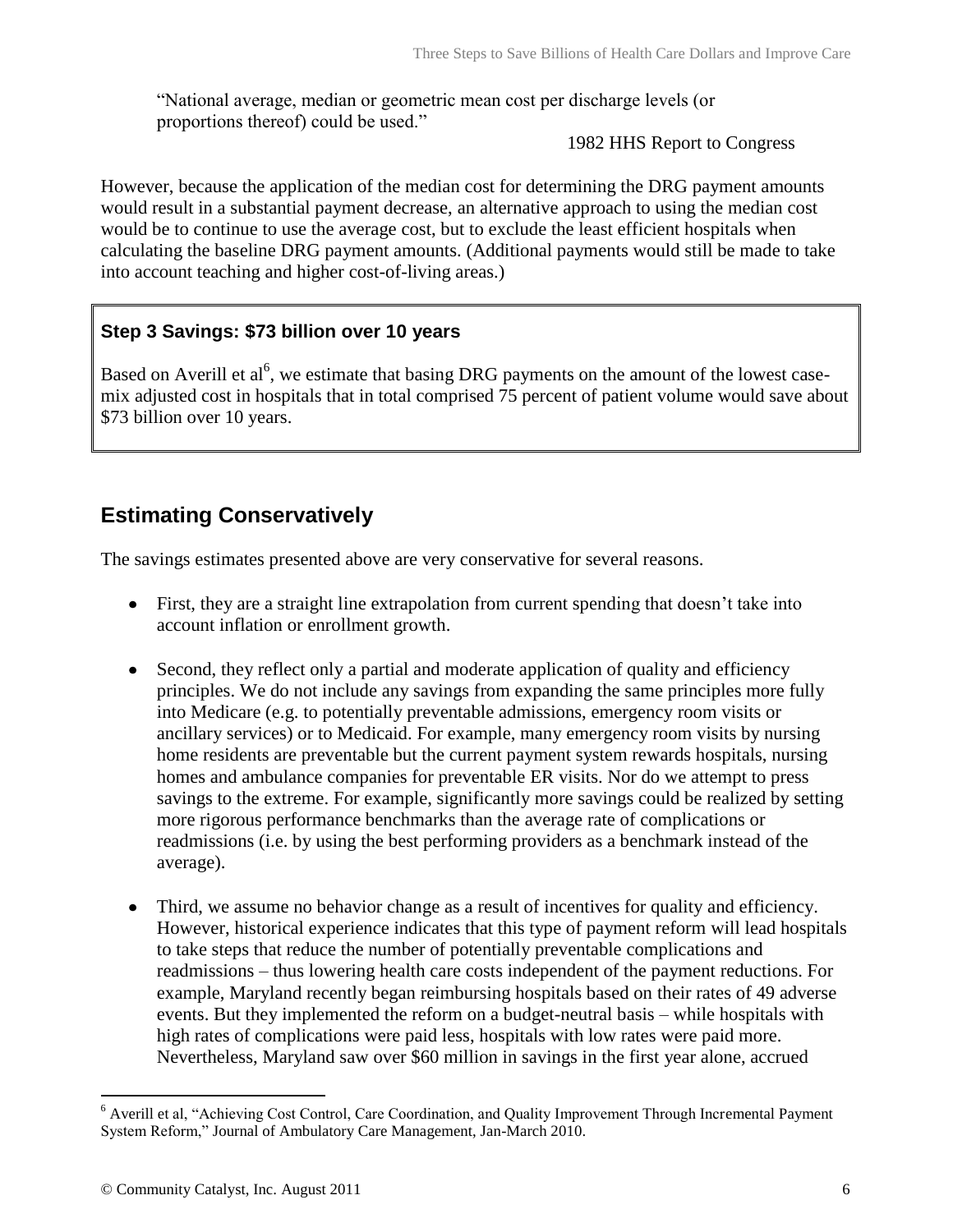> "National average, median or geometric mean cost per discharge levels (or proportions thereof) could be used."
>
> 1982 HHS Report to Congress

However, because the application of the median cost for determining the DRG payment amounts would result in a substantial payment decrease, an alternative approach to using the median cost would be to continue to use the average cost, but to exclude the least efficient hospitals when calculating the baseline DRG payment amounts. (Additional payments would still be made to take into account teaching and higher cost-of-living areas.)

**Step 3 Savings: $73 billion over 10 years**

Based on Averill et al[6], we estimate that basing DRG payments on the amount of the lowest case-mix adjusted cost in hospitals that in total comprised 75 percent of patient volume would save about $73 billion over 10 years.

## Estimating Conservatively

The savings estimates presented above are very conservative for several reasons.

- First, they are a straight line extrapolation from current spending that doesn't take into account inflation or enrollment growth.
- Second, they reflect only a partial and moderate application of quality and efficiency principles. We do not include any savings from expanding the same principles more fully into Medicare (e.g. to potentially preventable admissions, emergency room visits or ancillary services) or to Medicaid. For example, many emergency room visits by nursing home residents are preventable but the current payment system rewards hospitals, nursing homes and ambulance companies for preventable ER visits. Nor do we attempt to press savings to the extreme. For example, significantly more savings could be realized by setting more rigorous performance benchmarks than the average rate of complications or readmissions (i.e. by using the best performing providers as a benchmark instead of the average).
- Third, we assume no behavior change as a result of incentives for quality and efficiency. However, historical experience indicates that this type of payment reform will lead hospitals to take steps that reduce the number of potentially preventable complications and readmissions – thus lowering health care costs independent of the payment reductions. For example, Maryland recently began reimbursing hospitals based on their rates of 49 adverse events. But they implemented the reform on a budget-neutral basis – while hospitals with high rates of complications were paid less, hospitals with low rates were paid more. Nevertheless, Maryland saw over $60 million in savings in the first year alone, accrued

[6] Averill et al, "Achieving Cost Control, Care Coordination, and Quality Improvement Through Incremental Payment System Reform," Journal of Ambulatory Care Management, Jan-March 2010.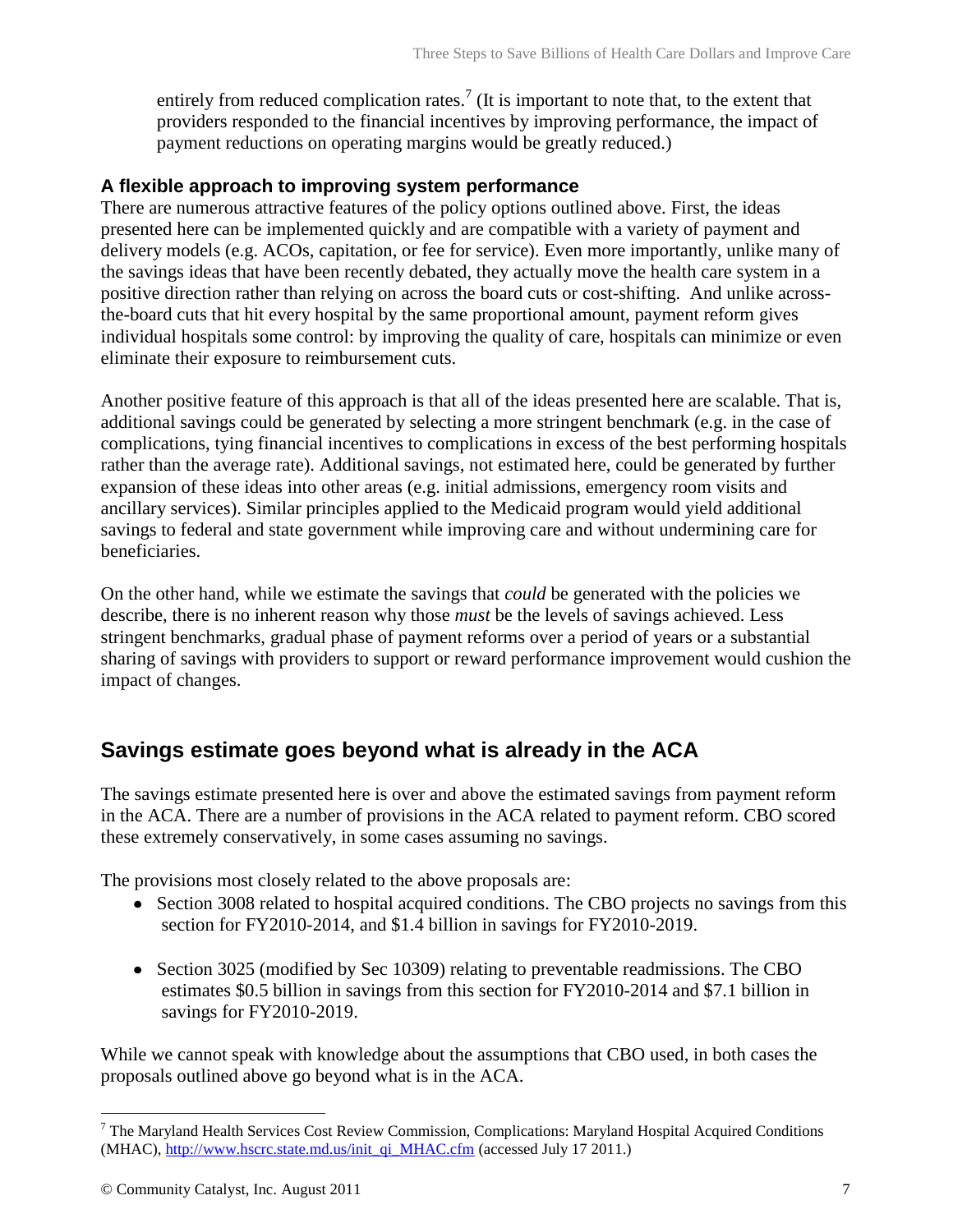entirely from reduced complication rates.[7] (It is important to note that, to the extent that providers responded to the financial incentives by improving performance, the impact of payment reductions on operating margins would be greatly reduced.)

### A flexible approach to improving system performance

There are numerous attractive features of the policy options outlined above. First, the ideas presented here can be implemented quickly and are compatible with a variety of payment and delivery models (e.g. ACOs, capitation, or fee for service). Even more importantly, unlike many of the savings ideas that have been recently debated, they actually move the health care system in a positive direction rather than relying on across the board cuts or cost-shifting. And unlike across-the-board cuts that hit every hospital by the same proportional amount, payment reform gives individual hospitals some control: by improving the quality of care, hospitals can minimize or even eliminate their exposure to reimbursement cuts.

Another positive feature of this approach is that all of the ideas presented here are scalable. That is, additional savings could be generated by selecting a more stringent benchmark (e.g. in the case of complications, tying financial incentives to complications in excess of the best performing hospitals rather than the average rate). Additional savings, not estimated here, could be generated by further expansion of these ideas into other areas (e.g. initial admissions, emergency room visits and ancillary services). Similar principles applied to the Medicaid program would yield additional savings to federal and state government while improving care and without undermining care for beneficiaries.

On the other hand, while we estimate the savings that *could* be generated with the policies we describe, there is no inherent reason why those *must* be the levels of savings achieved. Less stringent benchmarks, gradual phase of payment reforms over a period of years or a substantial sharing of savings with providers to support or reward performance improvement would cushion the impact of changes.

## Savings estimate goes beyond what is already in the ACA

The savings estimate presented here is over and above the estimated savings from payment reform in the ACA. There are a number of provisions in the ACA related to payment reform. CBO scored these extremely conservatively, in some cases assuming no savings.

The provisions most closely related to the above proposals are:

- Section 3008 related to hospital acquired conditions. The CBO projects no savings from this section for FY2010-2014, and $1.4 billion in savings for FY2010-2019.
- Section 3025 (modified by Sec 10309) relating to preventable readmissions. The CBO estimates $0.5 billion in savings from this section for FY2010-2014 and $7.1 billion in savings for FY2010-2019.

While we cannot speak with knowledge about the assumptions that CBO used, in both cases the proposals outlined above go beyond what is in the ACA.

[7] The Maryland Health Services Cost Review Commission, Complications: Maryland Hospital Acquired Conditions (MHAC), http://www.hscrc.state.md.us/init_qi_MHAC.cfm (accessed July 17 2011.)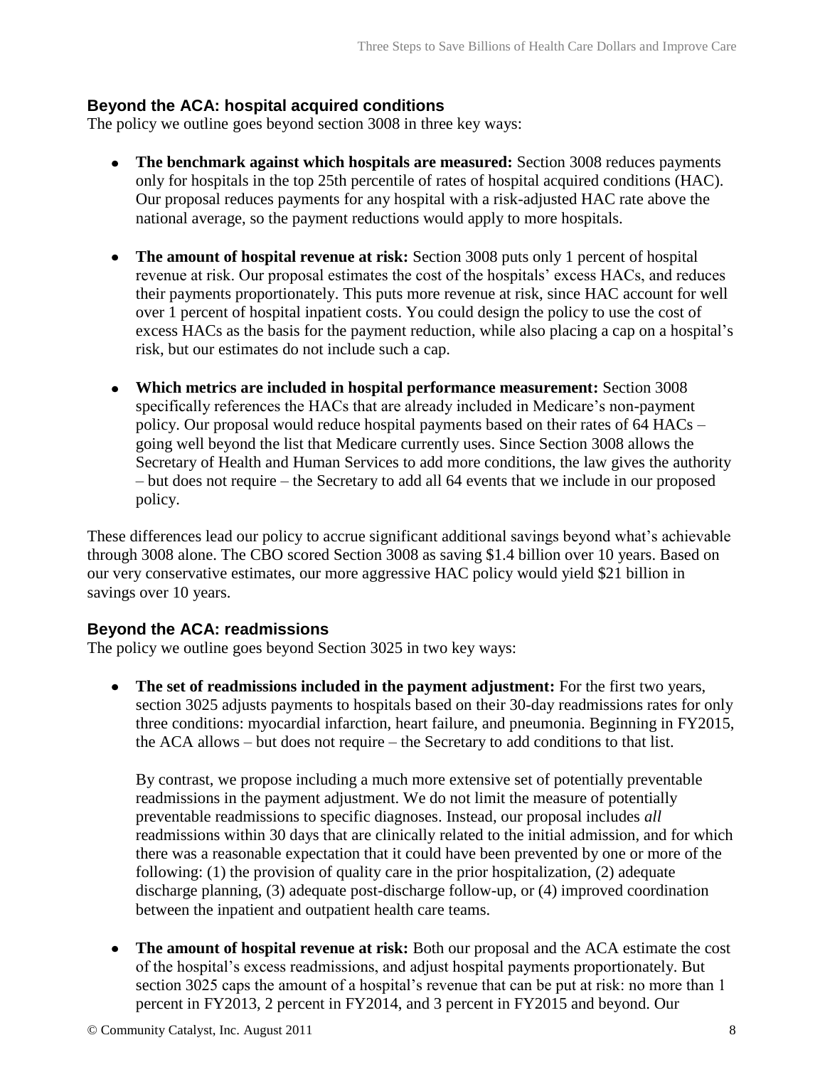### Beyond the ACA: hospital acquired conditions

The policy we outline goes beyond section 3008 in three key ways:

- **The benchmark against which hospitals are measured:** Section 3008 reduces payments only for hospitals in the top 25th percentile of rates of hospital acquired conditions (HAC). Our proposal reduces payments for any hospital with a risk-adjusted HAC rate above the national average, so the payment reductions would apply to more hospitals.

- **The amount of hospital revenue at risk:** Section 3008 puts only 1 percent of hospital revenue at risk. Our proposal estimates the cost of the hospitals' excess HACs, and reduces their payments proportionately. This puts more revenue at risk, since HAC account for well over 1 percent of hospital inpatient costs. You could design the policy to use the cost of excess HACs as the basis for the payment reduction, while also placing a cap on a hospital's risk, but our estimates do not include such a cap.

- **Which metrics are included in hospital performance measurement:** Section 3008 specifically references the HACs that are already included in Medicare's non-payment policy. Our proposal would reduce hospital payments based on their rates of 64 HACs – going well beyond the list that Medicare currently uses. Since Section 3008 allows the Secretary of Health and Human Services to add more conditions, the law gives the authority – but does not require – the Secretary to add all 64 events that we include in our proposed policy.

These differences lead our policy to accrue significant additional savings beyond what's achievable through 3008 alone. The CBO scored Section 3008 as saving $1.4 billion over 10 years. Based on our very conservative estimates, our more aggressive HAC policy would yield $21 billion in savings over 10 years.

### Beyond the ACA: readmissions

The policy we outline goes beyond Section 3025 in two key ways:

- **The set of readmissions included in the payment adjustment:** For the first two years, section 3025 adjusts payments to hospitals based on their 30-day readmissions rates for only three conditions: myocardial infarction, heart failure, and pneumonia. Beginning in FY2015, the ACA allows – but does not require – the Secretary to add conditions to that list.

  By contrast, we propose including a much more extensive set of potentially preventable readmissions in the payment adjustment. We do not limit the measure of potentially preventable readmissions to specific diagnoses. Instead, our proposal includes *all* readmissions within 30 days that are clinically related to the initial admission, and for which there was a reasonable expectation that it could have been prevented by one or more of the following: (1) the provision of quality care in the prior hospitalization, (2) adequate discharge planning, (3) adequate post-discharge follow-up, or (4) improved coordination between the inpatient and outpatient health care teams.

- **The amount of hospital revenue at risk:** Both our proposal and the ACA estimate the cost of the hospital's excess readmissions, and adjust hospital payments proportionately. But section 3025 caps the amount of a hospital's revenue that can be put at risk: no more than 1 percent in FY2013, 2 percent in FY2014, and 3 percent in FY2015 and beyond. Our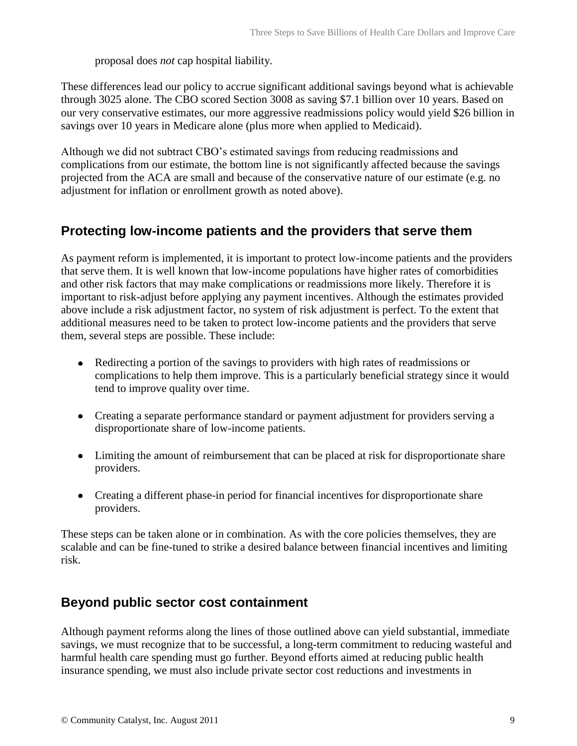proposal does *not* cap hospital liability.

These differences lead our policy to accrue significant additional savings beyond what is achievable through 3025 alone. The CBO scored Section 3008 as saving $7.1 billion over 10 years. Based on our very conservative estimates, our more aggressive readmissions policy would yield $26 billion in savings over 10 years in Medicare alone (plus more when applied to Medicaid).

Although we did not subtract CBO's estimated savings from reducing readmissions and complications from our estimate, the bottom line is not significantly affected because the savings projected from the ACA are small and because of the conservative nature of our estimate (e.g. no adjustment for inflation or enrollment growth as noted above).

## Protecting low-income patients and the providers that serve them

As payment reform is implemented, it is important to protect low-income patients and the providers that serve them. It is well known that low-income populations have higher rates of comorbidities and other risk factors that may make complications or readmissions more likely. Therefore it is important to risk-adjust before applying any payment incentives. Although the estimates provided above include a risk adjustment factor, no system of risk adjustment is perfect. To the extent that additional measures need to be taken to protect low-income patients and the providers that serve them, several steps are possible. These include:

- Redirecting a portion of the savings to providers with high rates of readmissions or complications to help them improve. This is a particularly beneficial strategy since it would tend to improve quality over time.
- Creating a separate performance standard or payment adjustment for providers serving a disproportionate share of low-income patients.
- Limiting the amount of reimbursement that can be placed at risk for disproportionate share providers.
- Creating a different phase-in period for financial incentives for disproportionate share providers.

These steps can be taken alone or in combination. As with the core policies themselves, they are scalable and can be fine-tuned to strike a desired balance between financial incentives and limiting risk.

## Beyond public sector cost containment

Although payment reforms along the lines of those outlined above can yield substantial, immediate savings, we must recognize that to be successful, a long-term commitment to reducing wasteful and harmful health care spending must go further. Beyond efforts aimed at reducing public health insurance spending, we must also include private sector cost reductions and investments in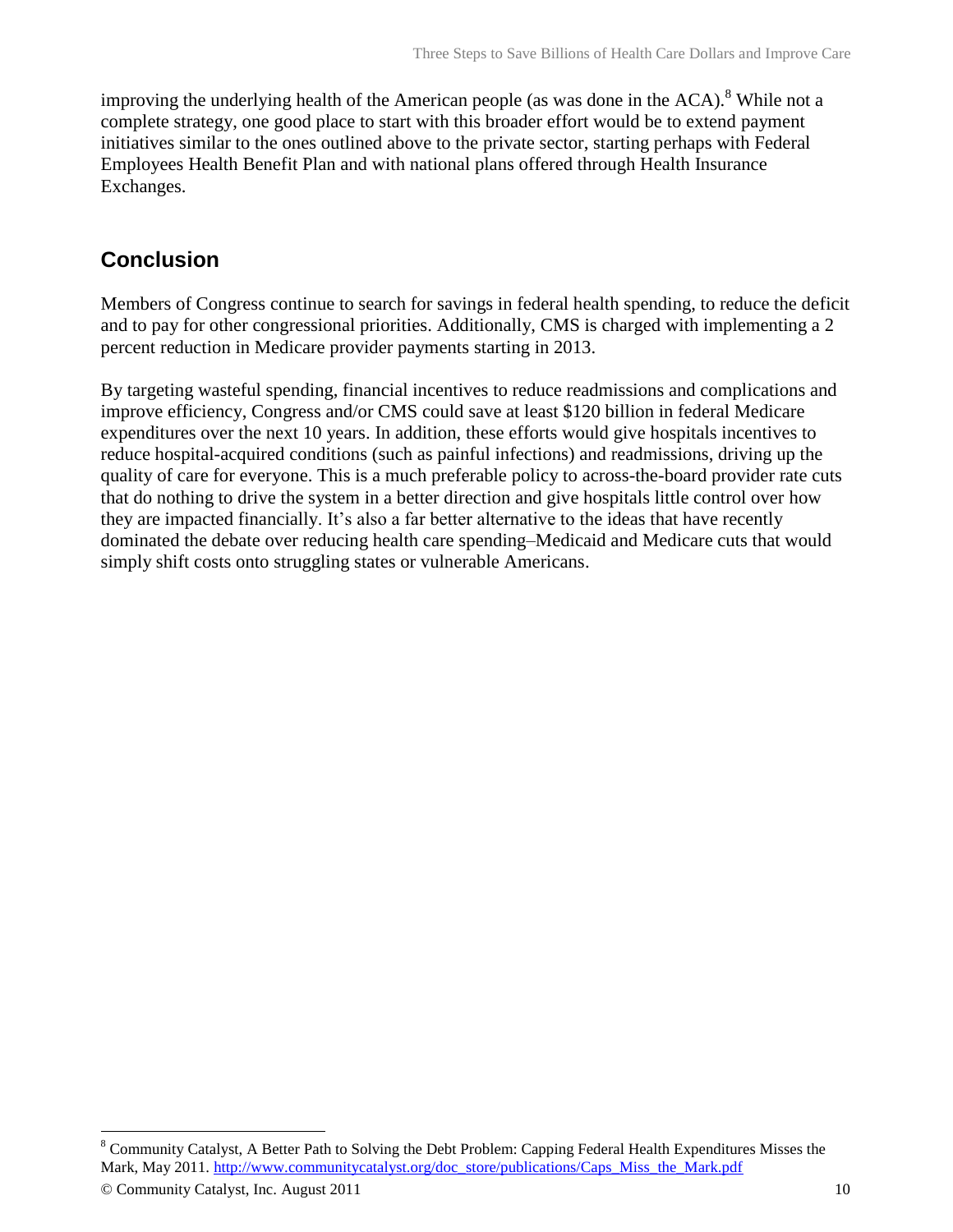improving the underlying health of the American people (as was done in the ACA).[8] While not a complete strategy, one good place to start with this broader effort would be to extend payment initiatives similar to the ones outlined above to the private sector, starting perhaps with Federal Employees Health Benefit Plan and with national plans offered through Health Insurance Exchanges.

## Conclusion

Members of Congress continue to search for savings in federal health spending, to reduce the deficit and to pay for other congressional priorities. Additionally, CMS is charged with implementing a 2 percent reduction in Medicare provider payments starting in 2013.

By targeting wasteful spending, financial incentives to reduce readmissions and complications and improve efficiency, Congress and/or CMS could save at least $120 billion in federal Medicare expenditures over the next 10 years. In addition, these efforts would give hospitals incentives to reduce hospital-acquired conditions (such as painful infections) and readmissions, driving up the quality of care for everyone. This is a much preferable policy to across-the-board provider rate cuts that do nothing to drive the system in a better direction and give hospitals little control over how they are impacted financially. It's also a far better alternative to the ideas that have recently dominated the debate over reducing health care spending–Medicaid and Medicare cuts that would simply shift costs onto struggling states or vulnerable Americans.

---

[8] Community Catalyst, A Better Path to Solving the Debt Problem: Capping Federal Health Expenditures Misses the Mark, May 2011. http://www.communitycatalyst.org/doc_store/publications/Caps_Miss_the_Mark.pdf

© Community Catalyst, Inc. August 2011